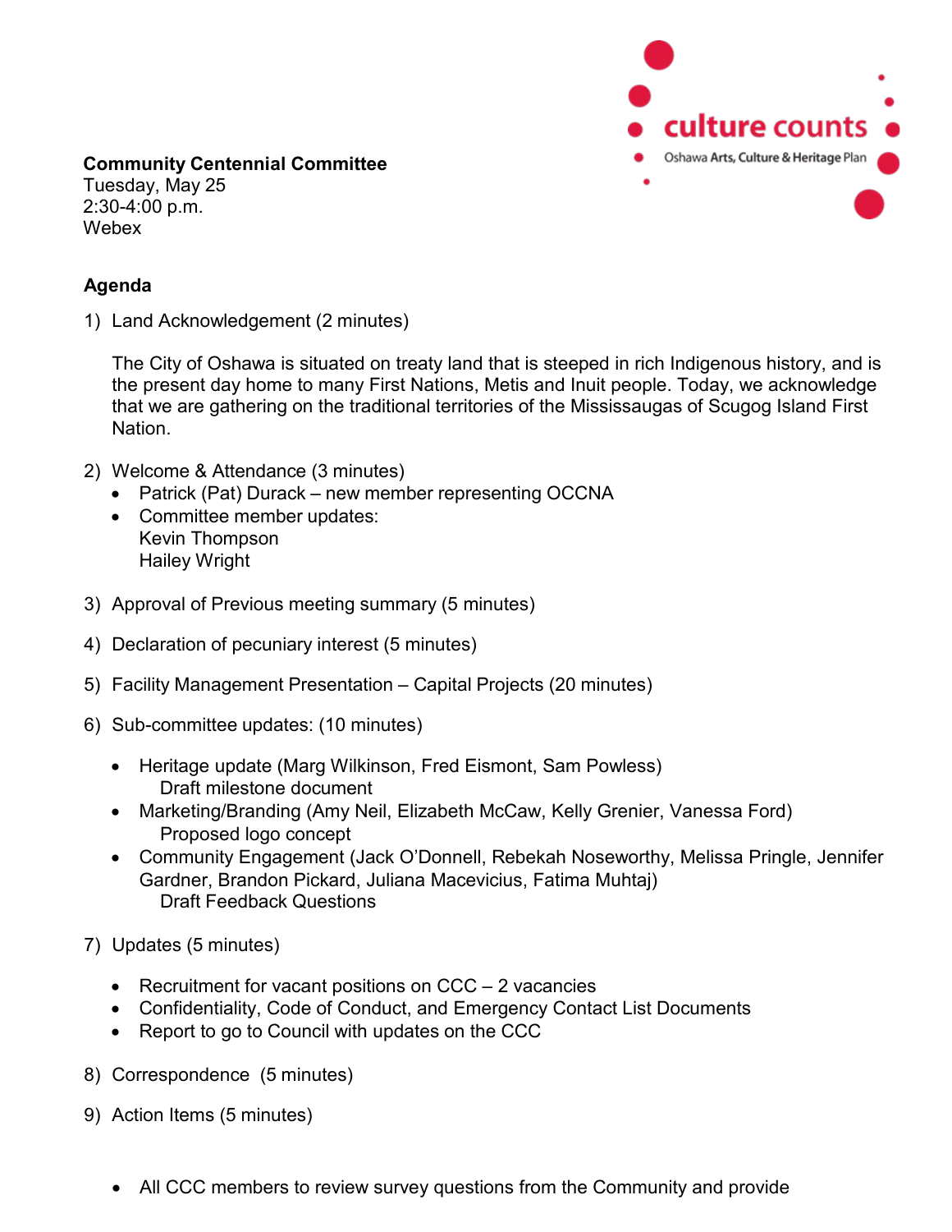culture counts

Oshawa Arts, Culture & Heritage Plan

**Community Centennial Committee**
Tuesday, May 25
2:30-4:00 p.m.
Webex

## Agenda

1) Land Acknowledgement (2 minutes)

   The City of Oshawa is situated on treaty land that is steeped in rich Indigenous history, and is the present day home to many First Nations, Metis and Inuit people. Today, we acknowledge that we are gathering on the traditional territories of the Mississaugas of Scugog Island First Nation.

2) Welcome & Attendance (3 minutes)
   - Patrick (Pat) Durack – new member representing OCCNA
   - Committee member updates:
     Kevin Thompson
     Hailey Wright

3) Approval of Previous meeting summary (5 minutes)

4) Declaration of pecuniary interest (5 minutes)

5) Facility Management Presentation – Capital Projects (20 minutes)

6) Sub-committee updates: (10 minutes)
   - Heritage update (Marg Wilkinson, Fred Eismont, Sam Powless)
     Draft milestone document
   - Marketing/Branding (Amy Neil, Elizabeth McCaw, Kelly Grenier, Vanessa Ford)
     Proposed logo concept
   - Community Engagement (Jack O'Donnell, Rebekah Noseworthy, Melissa Pringle, Jennifer Gardner, Brandon Pickard, Juliana Macevicius, Fatima Muhtaj)
     Draft Feedback Questions

7) Updates (5 minutes)
   - Recruitment for vacant positions on CCC – 2 vacancies
   - Confidentiality, Code of Conduct, and Emergency Contact List Documents
   - Report to go to Council with updates on the CCC

8) Correspondence (5 minutes)

9) Action Items (5 minutes)

   - All CCC members to review survey questions from the Community and provide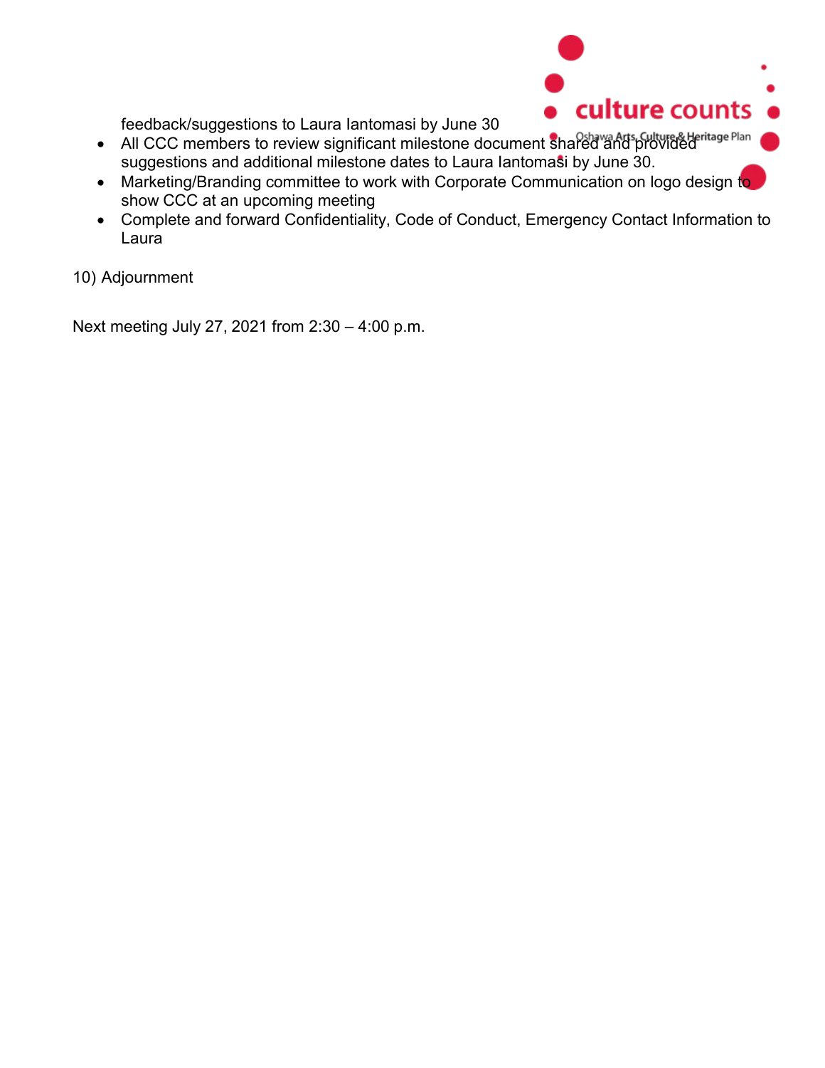feedback/suggestions to Laura Iantomasi by June 30

- All CCC members to review significant milestone document shared and provided suggestions and additional milestone dates to Laura Iantomasi by June 30.
- Marketing/Branding committee to work with Corporate Communication on logo design to show CCC at an upcoming meeting
- Complete and forward Confidentiality, Code of Conduct, Emergency Contact Information to Laura

10) Adjournment

Next meeting July 27, 2021 from 2:30 – 4:00 p.m.